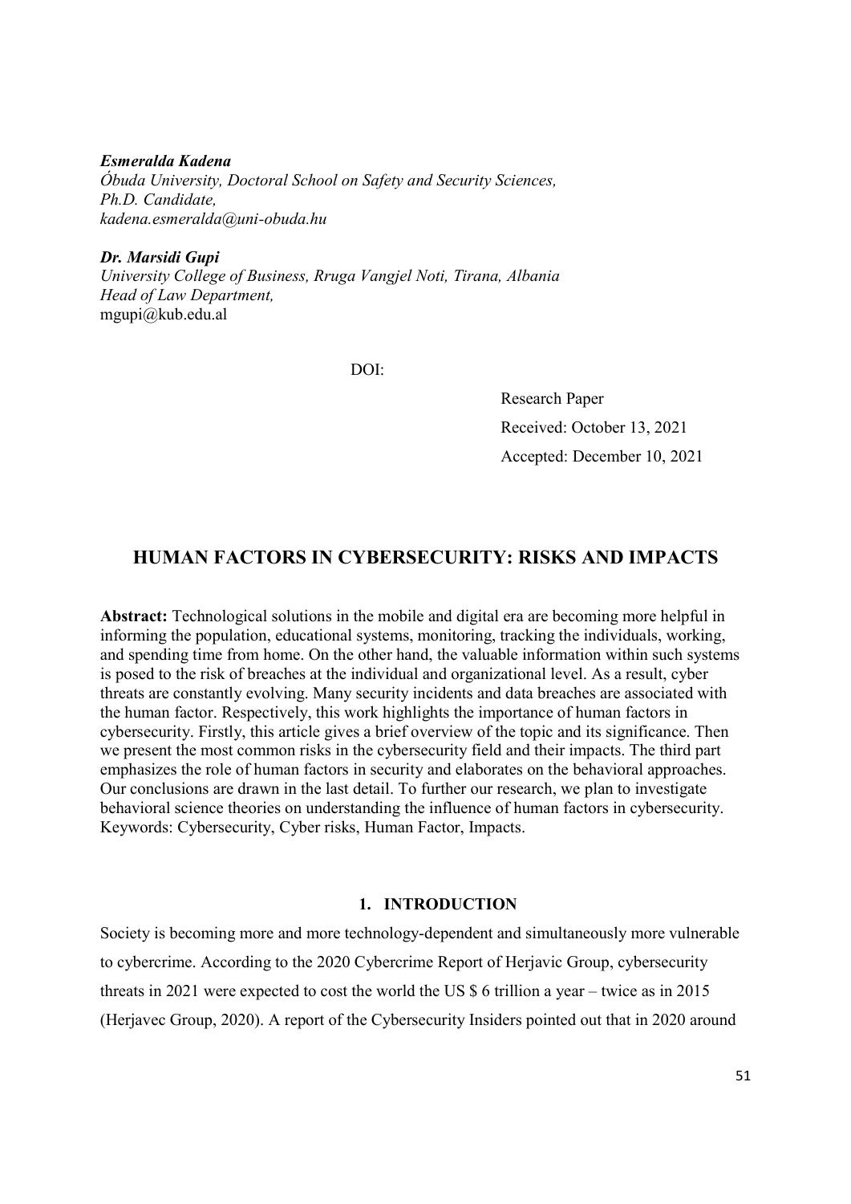***Esmeralda Kadena***
*Óbuda University, Doctoral School on Safety and Security Sciences,*
*Ph.D. Candidate,*
*kadena.esmeralda@uni-obuda.hu*

***Dr. Marsidi Gupi***
*University College of Business, Rruga Vangjel Noti, Tirana, Albania*
*Head of Law Department,*
mgupi@kub.edu.al

DOI:

Research Paper
Received: October 13, 2021
Accepted: December 10, 2021

# HUMAN FACTORS IN CYBERSECURITY: RISKS AND IMPACTS

**Abstract:** Technological solutions in the mobile and digital era are becoming more helpful in informing the population, educational systems, monitoring, tracking the individuals, working, and spending time from home. On the other hand, the valuable information within such systems is posed to the risk of breaches at the individual and organizational level. As a result, cyber threats are constantly evolving. Many security incidents and data breaches are associated with the human factor. Respectively, this work highlights the importance of human factors in cybersecurity. Firstly, this article gives a brief overview of the topic and its significance. Then we present the most common risks in the cybersecurity field and their impacts. The third part emphasizes the role of human factors in security and elaborates on the behavioral approaches. Our conclusions are drawn in the last detail. To further our research, we plan to investigate behavioral science theories on understanding the influence of human factors in cybersecurity.
Keywords: Cybersecurity, Cyber risks, Human Factor, Impacts.

## 1. INTRODUCTION

Society is becoming more and more technology-dependent and simultaneously more vulnerable to cybercrime. According to the 2020 Cybercrime Report of Herjavic Group, cybersecurity threats in 2021 were expected to cost the world the US $ 6 trillion a year – twice as in 2015 (Herjavec Group, 2020). A report of the Cybersecurity Insiders pointed out that in 2020 around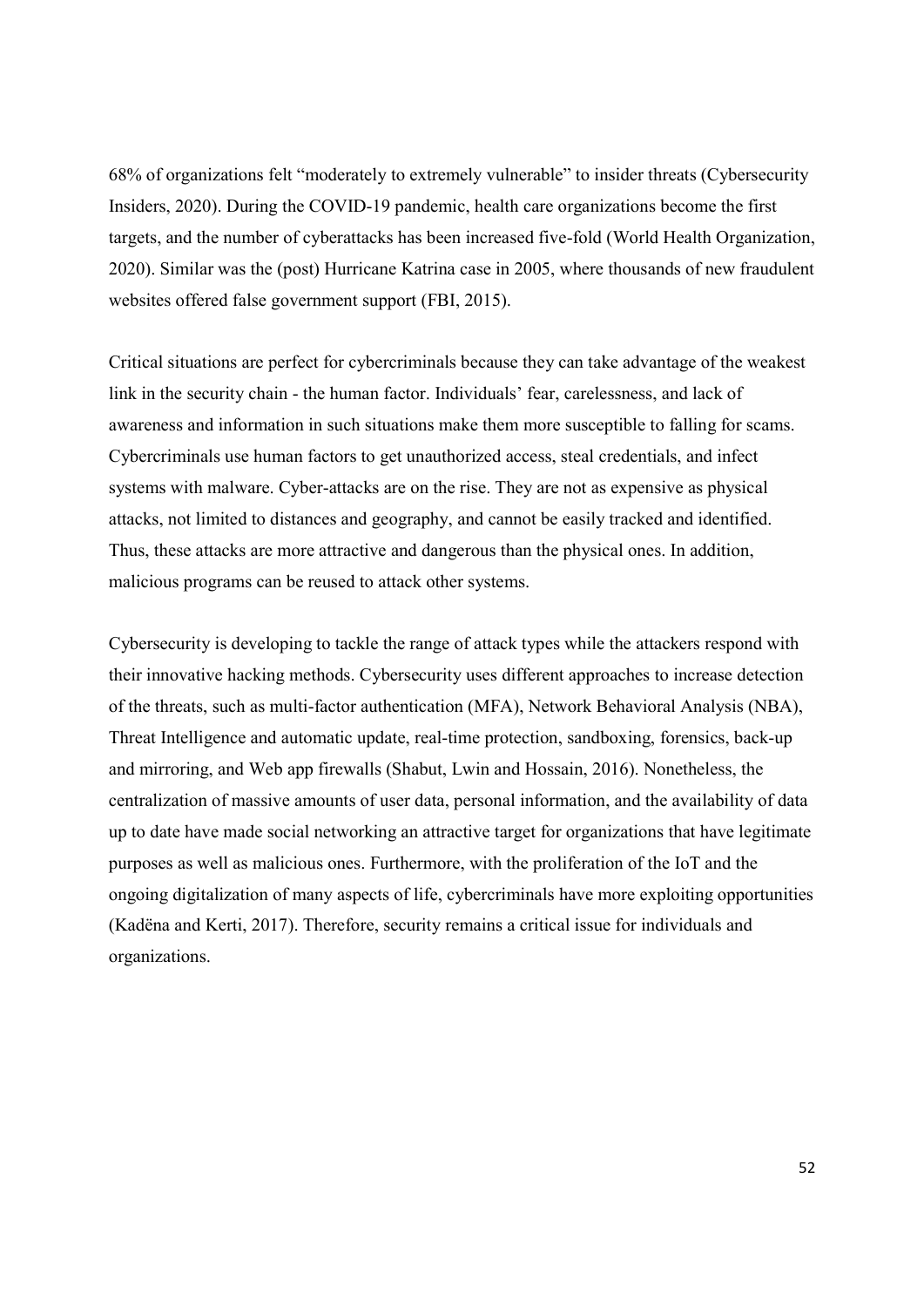68% of organizations felt “moderately to extremely vulnerable” to insider threats (Cybersecurity Insiders, 2020). During the COVID-19 pandemic, health care organizations become the first targets, and the number of cyberattacks has been increased five-fold (World Health Organization, 2020). Similar was the (post) Hurricane Katrina case in 2005, where thousands of new fraudulent websites offered false government support (FBI, 2015).

Critical situations are perfect for cybercriminals because they can take advantage of the weakest link in the security chain - the human factor. Individuals’ fear, carelessness, and lack of awareness and information in such situations make them more susceptible to falling for scams. Cybercriminals use human factors to get unauthorized access, steal credentials, and infect systems with malware. Cyber-attacks are on the rise. They are not as expensive as physical attacks, not limited to distances and geography, and cannot be easily tracked and identified. Thus, these attacks are more attractive and dangerous than the physical ones. In addition, malicious programs can be reused to attack other systems.

Cybersecurity is developing to tackle the range of attack types while the attackers respond with their innovative hacking methods. Cybersecurity uses different approaches to increase detection of the threats, such as multi-factor authentication (MFA), Network Behavioral Analysis (NBA), Threat Intelligence and automatic update, real-time protection, sandboxing, forensics, back-up and mirroring, and Web app firewalls (Shabut, Lwin and Hossain, 2016). Nonetheless, the centralization of massive amounts of user data, personal information, and the availability of data up to date have made social networking an attractive target for organizations that have legitimate purposes as well as malicious ones. Furthermore, with the proliferation of the IoT and the ongoing digitalization of many aspects of life, cybercriminals have more exploiting opportunities (Kadëna and Kerti, 2017). Therefore, security remains a critical issue for individuals and organizations.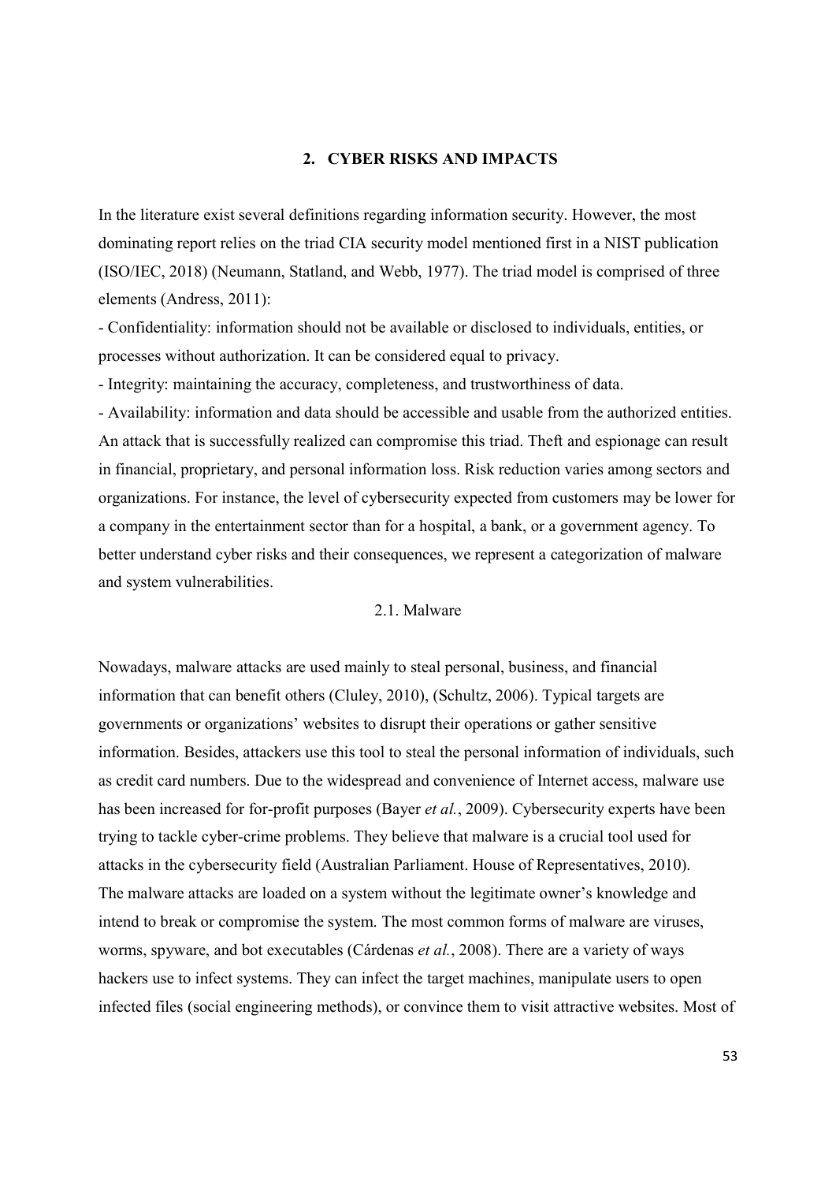## 2. CYBER RISKS AND IMPACTS

In the literature exist several definitions regarding information security. However, the most dominating report relies on the triad CIA security model mentioned first in a NIST publication (ISO/IEC, 2018) (Neumann, Statland, and Webb, 1977). The triad model is comprised of three elements (Andress, 2011):

- Confidentiality: information should not be available or disclosed to individuals, entities, or processes without authorization. It can be considered equal to privacy.
- Integrity: maintaining the accuracy, completeness, and trustworthiness of data.
- Availability: information and data should be accessible and usable from the authorized entities.

An attack that is successfully realized can compromise this triad. Theft and espionage can result in financial, proprietary, and personal information loss. Risk reduction varies among sectors and organizations. For instance, the level of cybersecurity expected from customers may be lower for a company in the entertainment sector than for a hospital, a bank, or a government agency. To better understand cyber risks and their consequences, we represent a categorization of malware and system vulnerabilities.

### 2.1. Malware

Nowadays, malware attacks are used mainly to steal personal, business, and financial information that can benefit others (Cluley, 2010), (Schultz, 2006). Typical targets are governments or organizations' websites to disrupt their operations or gather sensitive information. Besides, attackers use this tool to steal the personal information of individuals, such as credit card numbers. Due to the widespread and convenience of Internet access, malware use has been increased for for-profit purposes (Bayer *et al.*, 2009). Cybersecurity experts have been trying to tackle cyber-crime problems. They believe that malware is a crucial tool used for attacks in the cybersecurity field (Australian Parliament. House of Representatives, 2010).
The malware attacks are loaded on a system without the legitimate owner's knowledge and intend to break or compromise the system. The most common forms of malware are viruses, worms, spyware, and bot executables (Cárdenas *et al.*, 2008). There are a variety of ways hackers use to infect systems. They can infect the target machines, manipulate users to open infected files (social engineering methods), or convince them to visit attractive websites. Most of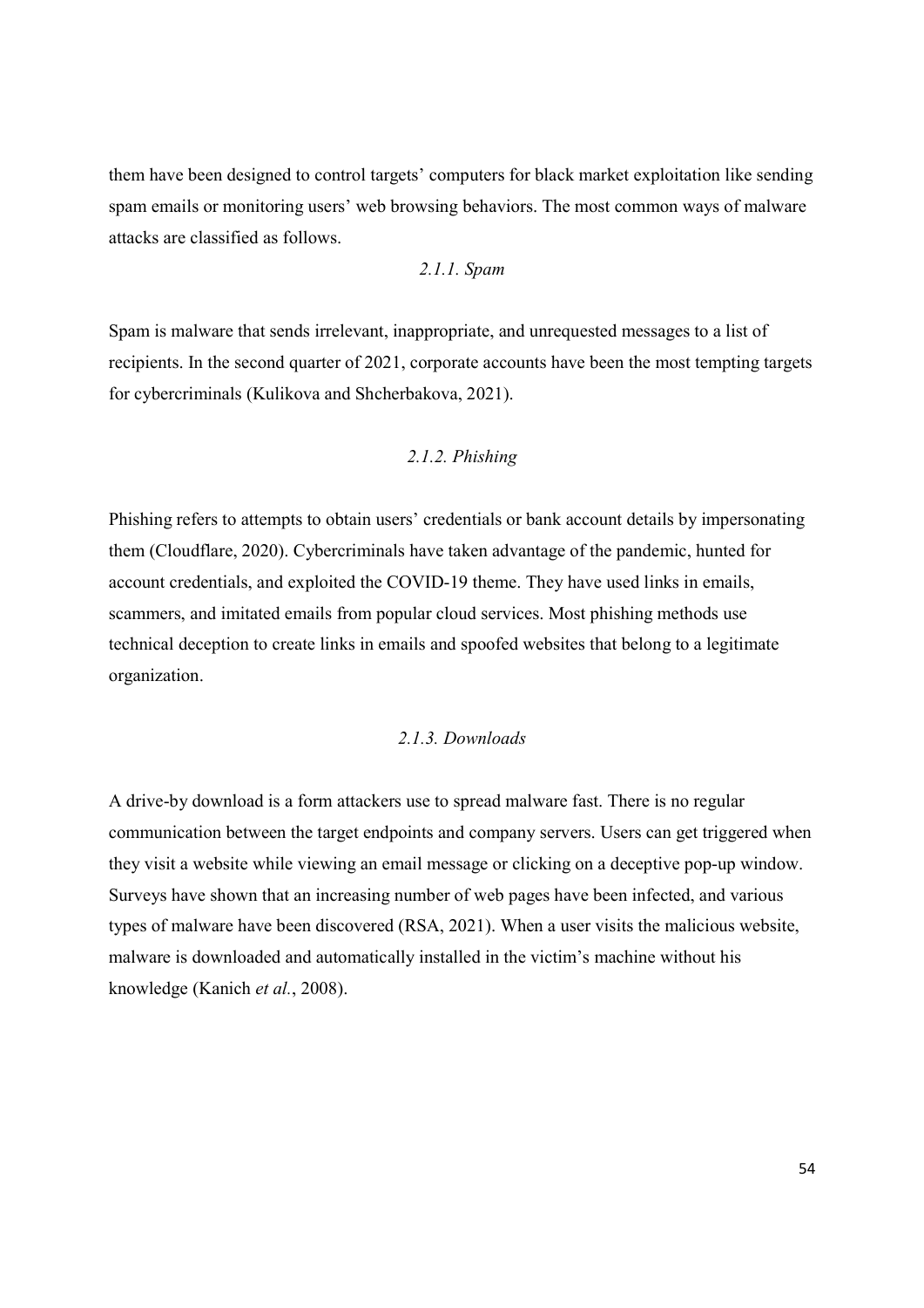them have been designed to control targets' computers for black market exploitation like sending spam emails or monitoring users' web browsing behaviors. The most common ways of malware attacks are classified as follows.

### *2.1.1. Spam*

Spam is malware that sends irrelevant, inappropriate, and unrequested messages to a list of recipients. In the second quarter of 2021, corporate accounts have been the most tempting targets for cybercriminals (Kulikova and Shcherbakova, 2021).

### *2.1.2. Phishing*

Phishing refers to attempts to obtain users' credentials or bank account details by impersonating them (Cloudflare, 2020). Cybercriminals have taken advantage of the pandemic, hunted for account credentials, and exploited the COVID-19 theme. They have used links in emails, scammers, and imitated emails from popular cloud services. Most phishing methods use technical deception to create links in emails and spoofed websites that belong to a legitimate organization.

### *2.1.3. Downloads*

A drive-by download is a form attackers use to spread malware fast. There is no regular communication between the target endpoints and company servers. Users can get triggered when they visit a website while viewing an email message or clicking on a deceptive pop-up window. Surveys have shown that an increasing number of web pages have been infected, and various types of malware have been discovered (RSA, 2021). When a user visits the malicious website, malware is downloaded and automatically installed in the victim's machine without his knowledge (Kanich *et al.*, 2008).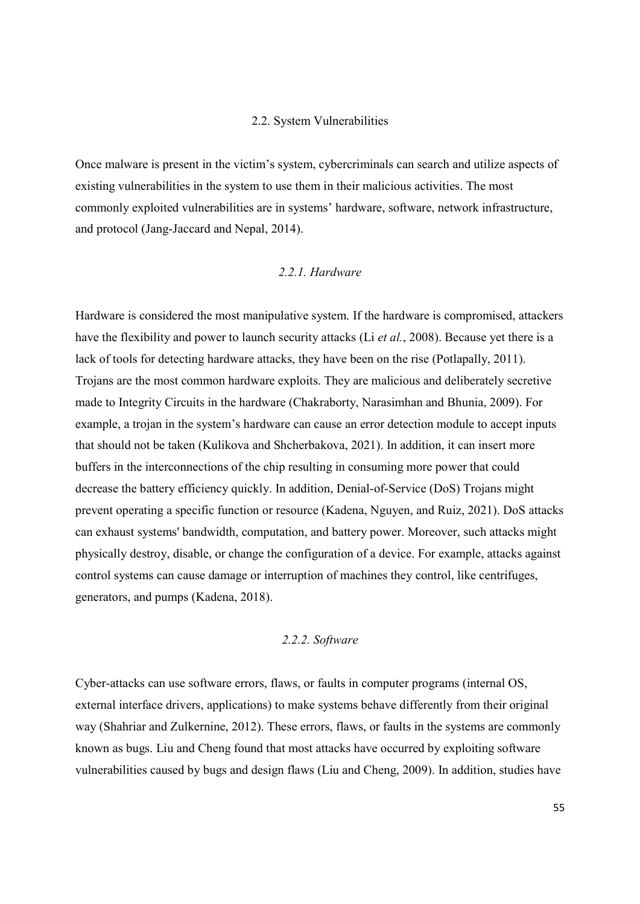## 2.2. System Vulnerabilities

Once malware is present in the victim's system, cybercriminals can search and utilize aspects of existing vulnerabilities in the system to use them in their malicious activities. The most commonly exploited vulnerabilities are in systems' hardware, software, network infrastructure, and protocol (Jang-Jaccard and Nepal, 2014).

### *2.2.1. Hardware*

Hardware is considered the most manipulative system. If the hardware is compromised, attackers have the flexibility and power to launch security attacks (Li *et al.*, 2008). Because yet there is a lack of tools for detecting hardware attacks, they have been on the rise (Potlapally, 2011). Trojans are the most common hardware exploits. They are malicious and deliberately secretive made to Integrity Circuits in the hardware (Chakraborty, Narasimhan and Bhunia, 2009). For example, a trojan in the system's hardware can cause an error detection module to accept inputs that should not be taken (Kulikova and Shcherbakova, 2021). In addition, it can insert more buffers in the interconnections of the chip resulting in consuming more power that could decrease the battery efficiency quickly. In addition, Denial-of-Service (DoS) Trojans might prevent operating a specific function or resource (Kadena, Nguyen, and Ruiz, 2021). DoS attacks can exhaust systems' bandwidth, computation, and battery power. Moreover, such attacks might physically destroy, disable, or change the configuration of a device. For example, attacks against control systems can cause damage or interruption of machines they control, like centrifuges, generators, and pumps (Kadena, 2018).

### *2.2.2. Software*

Cyber-attacks can use software errors, flaws, or faults in computer programs (internal OS, external interface drivers, applications) to make systems behave differently from their original way (Shahriar and Zulkernine, 2012). These errors, flaws, or faults in the systems are commonly known as bugs. Liu and Cheng found that most attacks have occurred by exploiting software vulnerabilities caused by bugs and design flaws (Liu and Cheng, 2009). In addition, studies have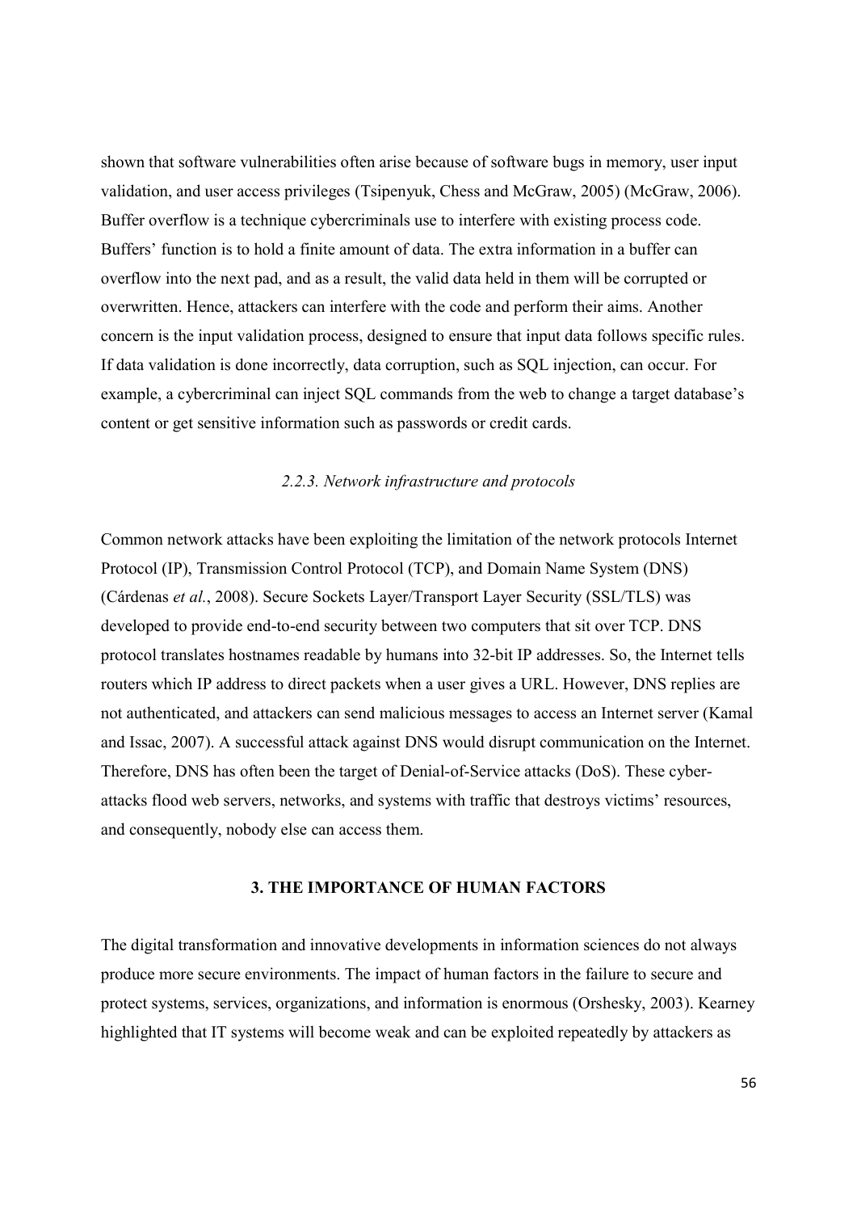shown that software vulnerabilities often arise because of software bugs in memory, user input validation, and user access privileges (Tsipenyuk, Chess and McGraw, 2005) (McGraw, 2006). Buffer overflow is a technique cybercriminals use to interfere with existing process code. Buffers' function is to hold a finite amount of data. The extra information in a buffer can overflow into the next pad, and as a result, the valid data held in them will be corrupted or overwritten. Hence, attackers can interfere with the code and perform their aims. Another concern is the input validation process, designed to ensure that input data follows specific rules. If data validation is done incorrectly, data corruption, such as SQL injection, can occur. For example, a cybercriminal can inject SQL commands from the web to change a target database's content or get sensitive information such as passwords or credit cards.

### *2.2.3. Network infrastructure and protocols*

Common network attacks have been exploiting the limitation of the network protocols Internet Protocol (IP), Transmission Control Protocol (TCP), and Domain Name System (DNS) (Cárdenas *et al.*, 2008). Secure Sockets Layer/Transport Layer Security (SSL/TLS) was developed to provide end-to-end security between two computers that sit over TCP. DNS protocol translates hostnames readable by humans into 32-bit IP addresses. So, the Internet tells routers which IP address to direct packets when a user gives a URL. However, DNS replies are not authenticated, and attackers can send malicious messages to access an Internet server (Kamal and Issac, 2007). A successful attack against DNS would disrupt communication on the Internet. Therefore, DNS has often been the target of Denial-of-Service attacks (DoS). These cyber-attacks flood web servers, networks, and systems with traffic that destroys victims' resources, and consequently, nobody else can access them.

## 3. THE IMPORTANCE OF HUMAN FACTORS

The digital transformation and innovative developments in information sciences do not always produce more secure environments. The impact of human factors in the failure to secure and protect systems, services, organizations, and information is enormous (Orshesky, 2003). Kearney highlighted that IT systems will become weak and can be exploited repeatedly by attackers as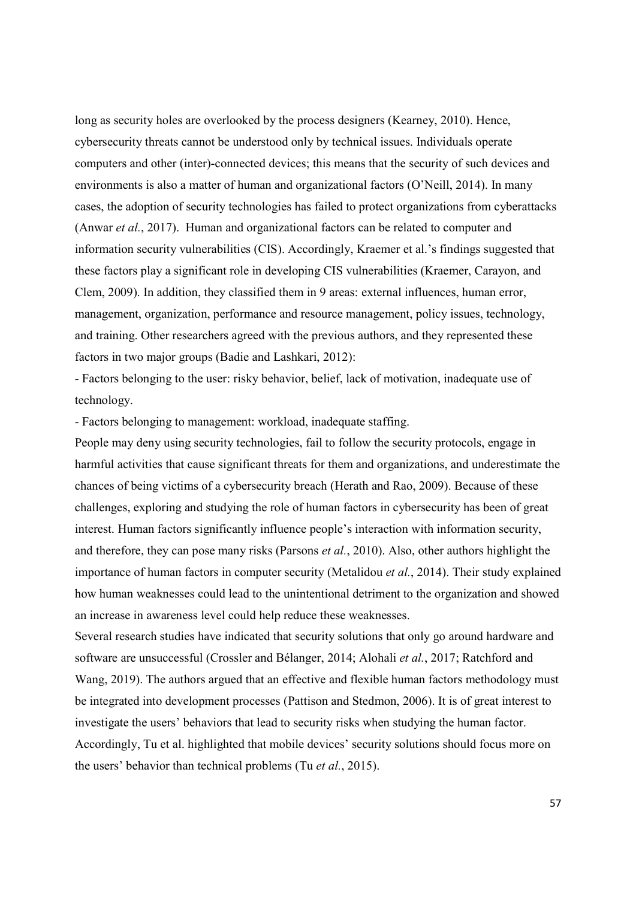long as security holes are overlooked by the process designers (Kearney, 2010). Hence, cybersecurity threats cannot be understood only by technical issues. Individuals operate computers and other (inter)-connected devices; this means that the security of such devices and environments is also a matter of human and organizational factors (O'Neill, 2014). In many cases, the adoption of security technologies has failed to protect organizations from cyberattacks (Anwar *et al.*, 2017). Human and organizational factors can be related to computer and information security vulnerabilities (CIS). Accordingly, Kraemer et al.'s findings suggested that these factors play a significant role in developing CIS vulnerabilities (Kraemer, Carayon, and Clem, 2009). In addition, they classified them in 9 areas: external influences, human error, management, organization, performance and resource management, policy issues, technology, and training. Other researchers agreed with the previous authors, and they represented these factors in two major groups (Badie and Lashkari, 2012):

- Factors belonging to the user: risky behavior, belief, lack of motivation, inadequate use of technology.
- Factors belonging to management: workload, inadequate staffing.

People may deny using security technologies, fail to follow the security protocols, engage in harmful activities that cause significant threats for them and organizations, and underestimate the chances of being victims of a cybersecurity breach (Herath and Rao, 2009). Because of these challenges, exploring and studying the role of human factors in cybersecurity has been of great interest. Human factors significantly influence people's interaction with information security, and therefore, they can pose many risks (Parsons *et al.*, 2010). Also, other authors highlight the importance of human factors in computer security (Metalidou *et al.*, 2014). Their study explained how human weaknesses could lead to the unintentional detriment to the organization and showed an increase in awareness level could help reduce these weaknesses.

Several research studies have indicated that security solutions that only go around hardware and software are unsuccessful (Crossler and Bélanger, 2014; Alohali *et al.*, 2017; Ratchford and Wang, 2019). The authors argued that an effective and flexible human factors methodology must be integrated into development processes (Pattison and Stedmon, 2006). It is of great interest to investigate the users' behaviors that lead to security risks when studying the human factor. Accordingly, Tu et al. highlighted that mobile devices' security solutions should focus more on the users' behavior than technical problems (Tu *et al.*, 2015).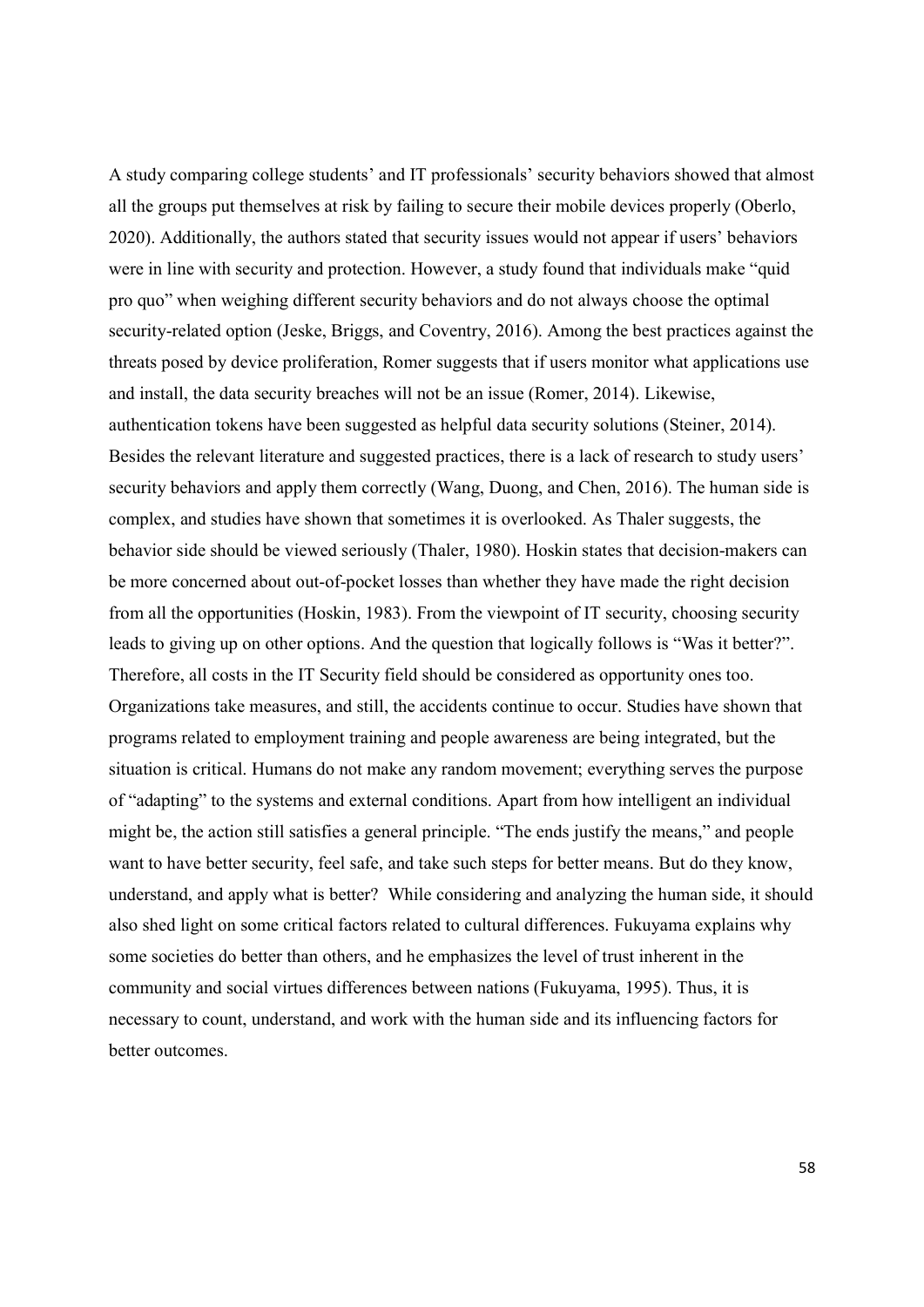A study comparing college students' and IT professionals' security behaviors showed that almost all the groups put themselves at risk by failing to secure their mobile devices properly (Oberlo, 2020). Additionally, the authors stated that security issues would not appear if users' behaviors were in line with security and protection. However, a study found that individuals make "quid pro quo" when weighing different security behaviors and do not always choose the optimal security-related option (Jeske, Briggs, and Coventry, 2016). Among the best practices against the threats posed by device proliferation, Romer suggests that if users monitor what applications use and install, the data security breaches will not be an issue (Romer, 2014). Likewise, authentication tokens have been suggested as helpful data security solutions (Steiner, 2014). Besides the relevant literature and suggested practices, there is a lack of research to study users' security behaviors and apply them correctly (Wang, Duong, and Chen, 2016). The human side is complex, and studies have shown that sometimes it is overlooked. As Thaler suggests, the behavior side should be viewed seriously (Thaler, 1980). Hoskin states that decision-makers can be more concerned about out-of-pocket losses than whether they have made the right decision from all the opportunities (Hoskin, 1983). From the viewpoint of IT security, choosing security leads to giving up on other options. And the question that logically follows is "Was it better?". Therefore, all costs in the IT Security field should be considered as opportunity ones too. Organizations take measures, and still, the accidents continue to occur. Studies have shown that programs related to employment training and people awareness are being integrated, but the situation is critical. Humans do not make any random movement; everything serves the purpose of "adapting" to the systems and external conditions. Apart from how intelligent an individual might be, the action still satisfies a general principle. "The ends justify the means," and people want to have better security, feel safe, and take such steps for better means. But do they know, understand, and apply what is better? While considering and analyzing the human side, it should also shed light on some critical factors related to cultural differences. Fukuyama explains why some societies do better than others, and he emphasizes the level of trust inherent in the community and social virtues differences between nations (Fukuyama, 1995). Thus, it is necessary to count, understand, and work with the human side and its influencing factors for better outcomes.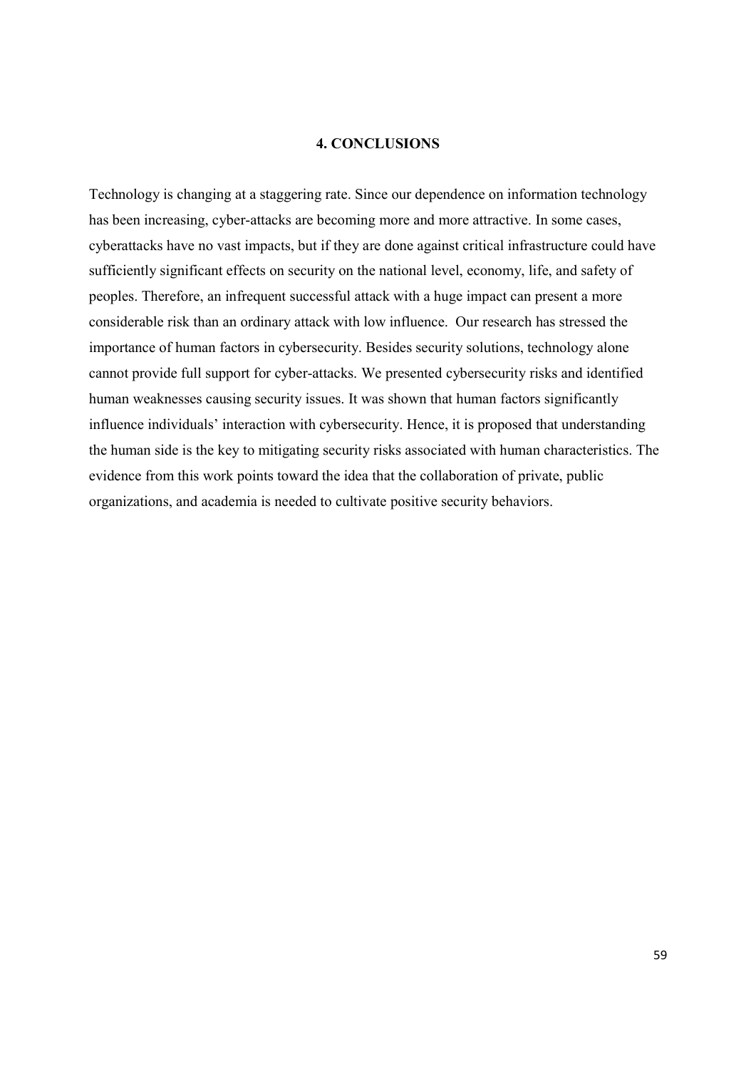# 4. CONCLUSIONS

Technology is changing at a staggering rate. Since our dependence on information technology has been increasing, cyber-attacks are becoming more and more attractive. In some cases, cyberattacks have no vast impacts, but if they are done against critical infrastructure could have sufficiently significant effects on security on the national level, economy, life, and safety of peoples. Therefore, an infrequent successful attack with a huge impact can present a more considerable risk than an ordinary attack with low influence. Our research has stressed the importance of human factors in cybersecurity. Besides security solutions, technology alone cannot provide full support for cyber-attacks. We presented cybersecurity risks and identified human weaknesses causing security issues. It was shown that human factors significantly influence individuals' interaction with cybersecurity. Hence, it is proposed that understanding the human side is the key to mitigating security risks associated with human characteristics. The evidence from this work points toward the idea that the collaboration of private, public organizations, and academia is needed to cultivate positive security behaviors.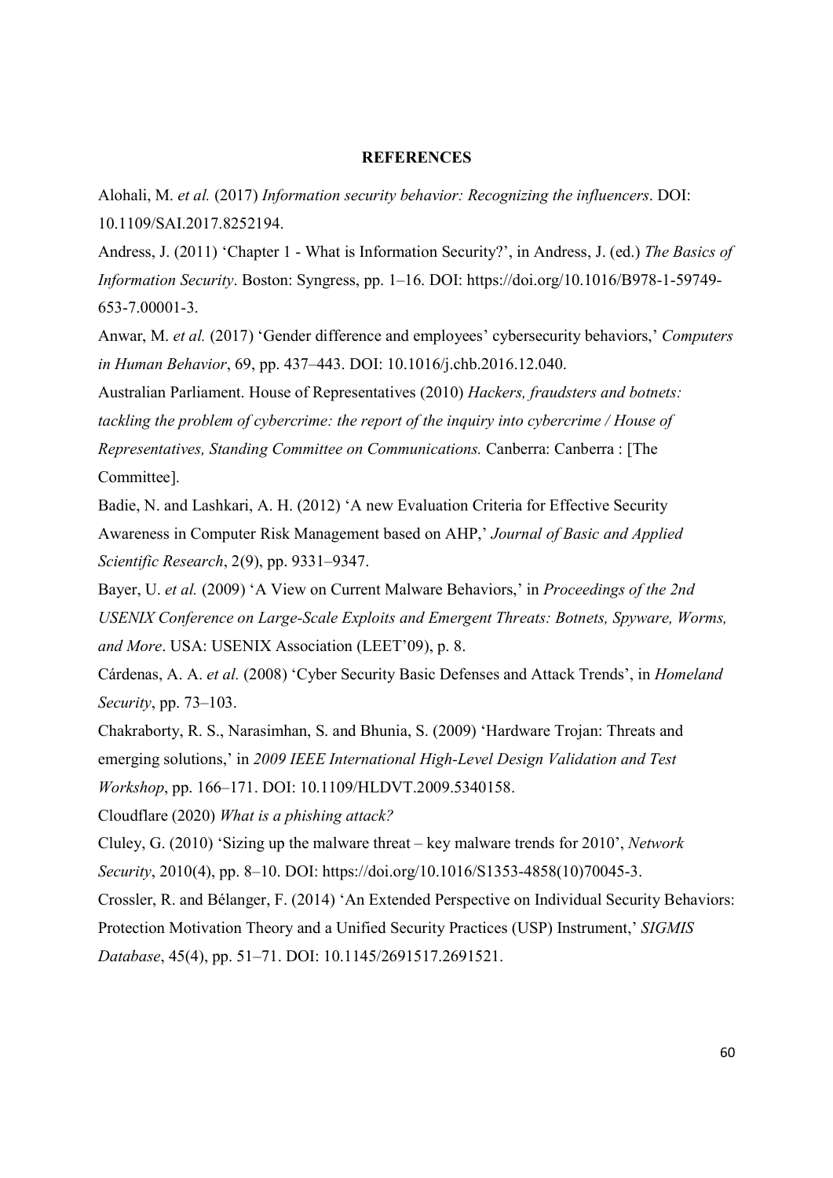# REFERENCES

Alohali, M. *et al.* (2017) *Information security behavior: Recognizing the influencers*. DOI: 10.1109/SAI.2017.8252194.

Andress, J. (2011) 'Chapter 1 - What is Information Security?', in Andress, J. (ed.) *The Basics of Information Security*. Boston: Syngress, pp. 1–16. DOI: https://doi.org/10.1016/B978-1-59749-653-7.00001-3.

Anwar, M. *et al.* (2017) 'Gender difference and employees' cybersecurity behaviors,' *Computers in Human Behavior*, 69, pp. 437–443. DOI: 10.1016/j.chb.2016.12.040.

Australian Parliament. House of Representatives (2010) *Hackers, fraudsters and botnets: tackling the problem of cybercrime: the report of the inquiry into cybercrime / House of Representatives, Standing Committee on Communications.* Canberra: Canberra : [The Committee].

Badie, N. and Lashkari, A. H. (2012) 'A new Evaluation Criteria for Effective Security Awareness in Computer Risk Management based on AHP,' *Journal of Basic and Applied Scientific Research*, 2(9), pp. 9331–9347.

Bayer, U. *et al.* (2009) 'A View on Current Malware Behaviors,' in *Proceedings of the 2nd USENIX Conference on Large-Scale Exploits and Emergent Threats: Botnets, Spyware, Worms, and More*. USA: USENIX Association (LEET'09), p. 8.

Cárdenas, A. A. *et al.* (2008) 'Cyber Security Basic Defenses and Attack Trends', in *Homeland Security*, pp. 73–103.

Chakraborty, R. S., Narasimhan, S. and Bhunia, S. (2009) 'Hardware Trojan: Threats and emerging solutions,' in *2009 IEEE International High-Level Design Validation and Test Workshop*, pp. 166–171. DOI: 10.1109/HLDVT.2009.5340158.

Cloudflare (2020) *What is a phishing attack?*

Cluley, G. (2010) 'Sizing up the malware threat – key malware trends for 2010', *Network Security*, 2010(4), pp. 8–10. DOI: https://doi.org/10.1016/S1353-4858(10)70045-3.

Crossler, R. and Bélanger, F. (2014) 'An Extended Perspective on Individual Security Behaviors: Protection Motivation Theory and a Unified Security Practices (USP) Instrument,' *SIGMIS Database*, 45(4), pp. 51–71. DOI: 10.1145/2691517.2691521.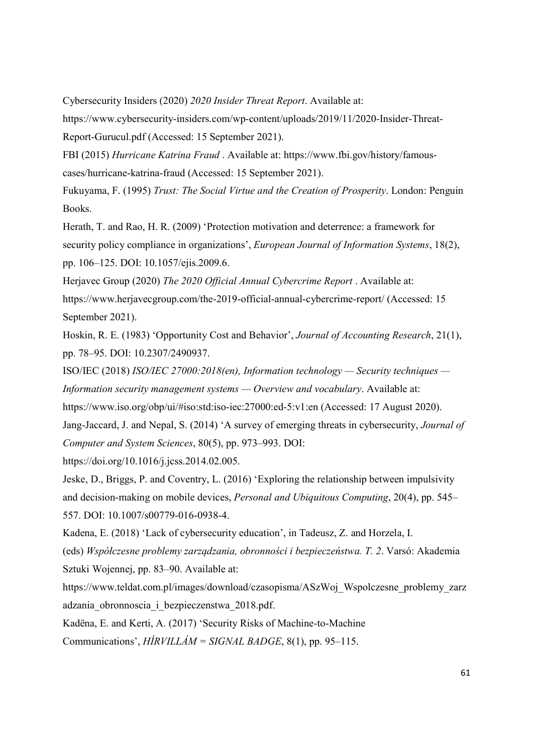Cybersecurity Insiders (2020) *2020 Insider Threat Report*. Available at: https://www.cybersecurity-insiders.com/wp-content/uploads/2019/11/2020-Insider-Threat-Report-Gurucul.pdf (Accessed: 15 September 2021).

FBI (2015) *Hurricane Katrina Fraud* . Available at: https://www.fbi.gov/history/famous-cases/hurricane-katrina-fraud (Accessed: 15 September 2021).

Fukuyama, F. (1995) *Trust: The Social Virtue and the Creation of Prosperity*. London: Penguin Books.

Herath, T. and Rao, H. R. (2009) 'Protection motivation and deterrence: a framework for security policy compliance in organizations', *European Journal of Information Systems*, 18(2), pp. 106–125. DOI: 10.1057/ejis.2009.6.

Herjavec Group (2020) *The 2020 Official Annual Cybercrime Report* . Available at: https://www.herjavecgroup.com/the-2019-official-annual-cybercrime-report/ (Accessed: 15 September 2021).

Hoskin, R. E. (1983) 'Opportunity Cost and Behavior', *Journal of Accounting Research*, 21(1), pp. 78–95. DOI: 10.2307/2490937.

ISO/IEC (2018) *ISO/IEC 27000:2018(en), Information technology — Security techniques — Information security management systems — Overview and vocabulary*. Available at: https://www.iso.org/obp/ui/#iso:std:iso-iec:27000:ed-5:v1:en (Accessed: 17 August 2020).

Jang-Jaccard, J. and Nepal, S. (2014) 'A survey of emerging threats in cybersecurity, *Journal of Computer and System Sciences*, 80(5), pp. 973–993. DOI: https://doi.org/10.1016/j.jcss.2014.02.005.

Jeske, D., Briggs, P. and Coventry, L. (2016) 'Exploring the relationship between impulsivity and decision-making on mobile devices, *Personal and Ubiquitous Computing*, 20(4), pp. 545–557. DOI: 10.1007/s00779-016-0938-4.

Kadena, E. (2018) 'Lack of cybersecurity education', in Tadeusz, Z. and Horzela, I. (eds) *Współczesne problemy zarządzania, obronności i bezpieczeństwa. T. 2*. Varsó: Akademia Sztuki Wojennej, pp. 83–90. Available at: https://www.teldat.com.pl/images/download/czasopisma/ASzWoj_Wspolczesne_problemy_zarzadzania_obronnoscia_i_bezpieczenstwa_2018.pdf.

Kadëna, E. and Kerti, A. (2017) 'Security Risks of Machine-to-Machine Communications', *HÍRVILLÁM = SIGNAL BADGE*, 8(1), pp. 95–115.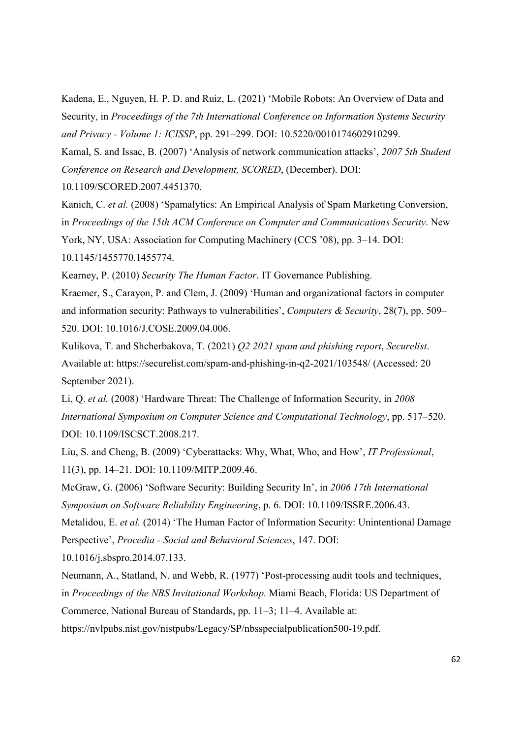Kadena, E., Nguyen, H. P. D. and Ruiz, L. (2021) 'Mobile Robots: An Overview of Data and Security, in *Proceedings of the 7th International Conference on Information Systems Security and Privacy - Volume 1: ICISSP*, pp. 291–299. DOI: 10.5220/0010174602910299.

Kamal, S. and Issac, B. (2007) 'Analysis of network communication attacks', *2007 5th Student Conference on Research and Development, SCORED*, (December). DOI: 10.1109/SCORED.2007.4451370.

Kanich, C. *et al.* (2008) 'Spamalytics: An Empirical Analysis of Spam Marketing Conversion, in *Proceedings of the 15th ACM Conference on Computer and Communications Security*. New York, NY, USA: Association for Computing Machinery (CCS '08), pp. 3–14. DOI: 10.1145/1455770.1455774.

Kearney, P. (2010) *Security The Human Factor*. IT Governance Publishing.

Kraemer, S., Carayon, P. and Clem, J. (2009) 'Human and organizational factors in computer and information security: Pathways to vulnerabilities', *Computers & Security*, 28(7), pp. 509–520. DOI: 10.1016/J.COSE.2009.04.006.

Kulikova, T. and Shcherbakova, T. (2021) *Q2 2021 spam and phishing report*, *Securelist*. Available at: https://securelist.com/spam-and-phishing-in-q2-2021/103548/ (Accessed: 20 September 2021).

Li, Q. *et al.* (2008) 'Hardware Threat: The Challenge of Information Security, in *2008 International Symposium on Computer Science and Computational Technology*, pp. 517–520. DOI: 10.1109/ISCSCT.2008.217.

Liu, S. and Cheng, B. (2009) 'Cyberattacks: Why, What, Who, and How', *IT Professional*, 11(3), pp. 14–21. DOI: 10.1109/MITP.2009.46.

McGraw, G. (2006) 'Software Security: Building Security In', in *2006 17th International Symposium on Software Reliability Engineering*, p. 6. DOI: 10.1109/ISSRE.2006.43.

Metalidou, E. *et al.* (2014) 'The Human Factor of Information Security: Unintentional Damage Perspective', *Procedia - Social and Behavioral Sciences*, 147. DOI: 10.1016/j.sbspro.2014.07.133.

Neumann, A., Statland, N. and Webb, R. (1977) 'Post-processing audit tools and techniques, in *Proceedings of the NBS Invitational Workshop*. Miami Beach, Florida: US Department of Commerce, National Bureau of Standards, pp. 11–3; 11–4. Available at: https://nvlpubs.nist.gov/nistpubs/Legacy/SP/nbsspecialpublication500-19.pdf.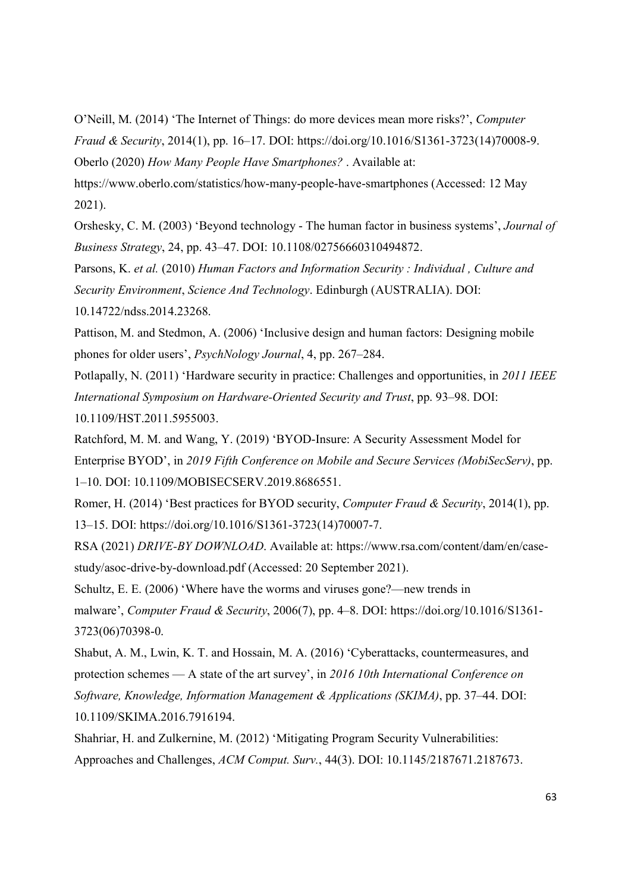O’Neill, M. (2014) ‘The Internet of Things: do more devices mean more risks?’, *Computer Fraud & Security*, 2014(1), pp. 16–17. DOI: https://doi.org/10.1016/S1361-3723(14)70008-9.

Oberlo (2020) *How Many People Have Smartphones?* . Available at: https://www.oberlo.com/statistics/how-many-people-have-smartphones (Accessed: 12 May 2021).

Orshesky, C. M. (2003) ‘Beyond technology - The human factor in business systems’, *Journal of Business Strategy*, 24, pp. 43–47. DOI: 10.1108/02756660310494872.

Parsons, K. *et al.* (2010) *Human Factors and Information Security : Individual , Culture and Security Environment*, *Science And Technology*. Edinburgh (AUSTRALIA). DOI: 10.14722/ndss.2014.23268.

Pattison, M. and Stedmon, A. (2006) ‘Inclusive design and human factors: Designing mobile phones for older users’, *PsychNology Journal*, 4, pp. 267–284.

Potlapally, N. (2011) ‘Hardware security in practice: Challenges and opportunities, in *2011 IEEE International Symposium on Hardware-Oriented Security and Trust*, pp. 93–98. DOI: 10.1109/HST.2011.5955003.

Ratchford, M. M. and Wang, Y. (2019) ‘BYOD-Insure: A Security Assessment Model for Enterprise BYOD’, in *2019 Fifth Conference on Mobile and Secure Services (MobiSecServ)*, pp. 1–10. DOI: 10.1109/MOBISECSERV.2019.8686551.

Romer, H. (2014) ‘Best practices for BYOD security, *Computer Fraud & Security*, 2014(1), pp. 13–15. DOI: https://doi.org/10.1016/S1361-3723(14)70007-7.

RSA (2021) *DRIVE-BY DOWNLOAD*. Available at: https://www.rsa.com/content/dam/en/case-study/asoc-drive-by-download.pdf (Accessed: 20 September 2021).

Schultz, E. E. (2006) ‘Where have the worms and viruses gone?—new trends in malware’, *Computer Fraud & Security*, 2006(7), pp. 4–8. DOI: https://doi.org/10.1016/S1361-3723(06)70398-0.

Shabut, A. M., Lwin, K. T. and Hossain, M. A. (2016) ‘Cyberattacks, countermeasures, and protection schemes — A state of the art survey’, in *2016 10th International Conference on Software, Knowledge, Information Management & Applications (SKIMA)*, pp. 37–44. DOI: 10.1109/SKIMA.2016.7916194.

Shahriar, H. and Zulkernine, M. (2012) ‘Mitigating Program Security Vulnerabilities: Approaches and Challenges, *ACM Comput. Surv.*, 44(3). DOI: 10.1145/2187671.2187673.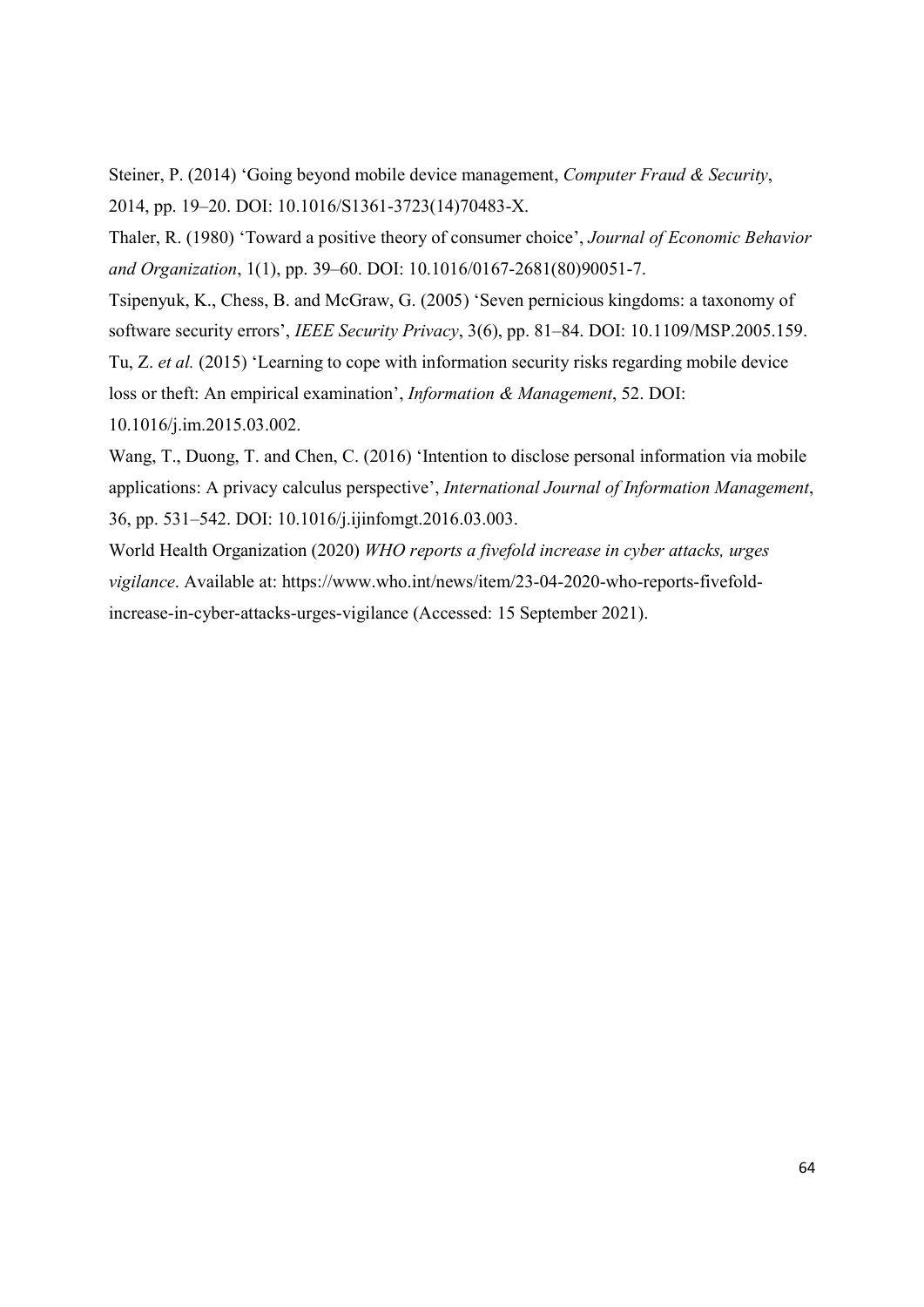Steiner, P. (2014) 'Going beyond mobile device management, *Computer Fraud & Security*, 2014, pp. 19–20. DOI: 10.1016/S1361-3723(14)70483-X.

Thaler, R. (1980) 'Toward a positive theory of consumer choice', *Journal of Economic Behavior and Organization*, 1(1), pp. 39–60. DOI: 10.1016/0167-2681(80)90051-7.

Tsipenyuk, K., Chess, B. and McGraw, G. (2005) 'Seven pernicious kingdoms: a taxonomy of software security errors', *IEEE Security Privacy*, 3(6), pp. 81–84. DOI: 10.1109/MSP.2005.159.

Tu, Z. *et al.* (2015) 'Learning to cope with information security risks regarding mobile device loss or theft: An empirical examination', *Information & Management*, 52. DOI: 10.1016/j.im.2015.03.002.

Wang, T., Duong, T. and Chen, C. (2016) 'Intention to disclose personal information via mobile applications: A privacy calculus perspective', *International Journal of Information Management*, 36, pp. 531–542. DOI: 10.1016/j.ijinfomgt.2016.03.003.

World Health Organization (2020) *WHO reports a fivefold increase in cyber attacks, urges vigilance*. Available at: https://www.who.int/news/item/23-04-2020-who-reports-fivefold-increase-in-cyber-attacks-urges-vigilance (Accessed: 15 September 2021).